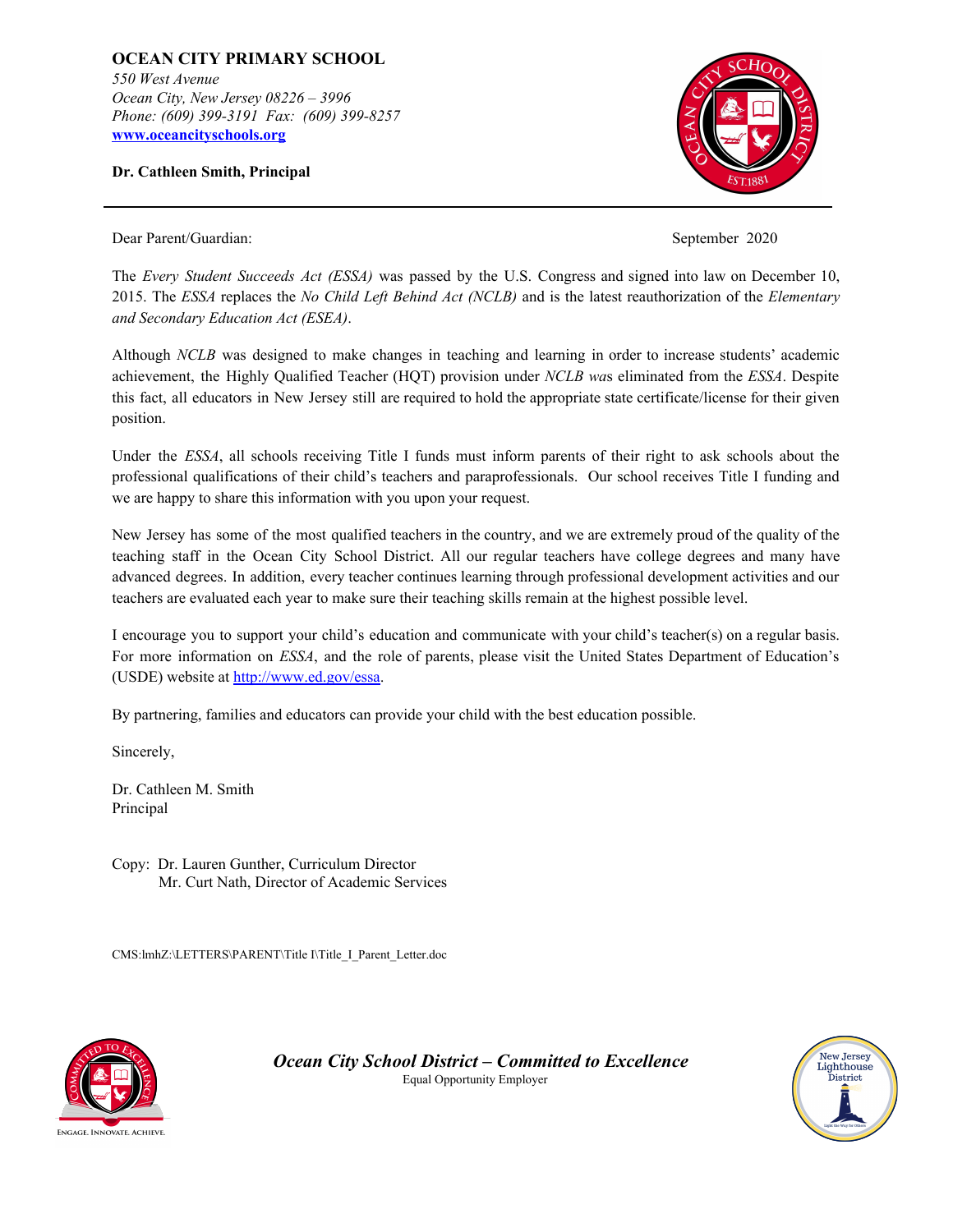**OCEAN CITY PRIMARY SCHOOL**
*550 West Avenue*
*Ocean City, New Jersey 08226 – 3996*
*Phone: (609) 399-3191 Fax: (609) 399-8257*
**[www.oceancityschools.org](http://www.oceancityschools.org)**

**Dr. Cathleen Smith, Principal**

---

Dear Parent/Guardian: September 2020

The *Every Student Succeeds Act (ESSA)* was passed by the U.S. Congress and signed into law on December 10, 2015. The *ESSA* replaces the *No Child Left Behind Act (NCLB)* and is the latest reauthorization of the *Elementary and Secondary Education Act (ESEA)*.

Although *NCLB* was designed to make changes in teaching and learning in order to increase students' academic achievement, the Highly Qualified Teacher (HQT) provision under *NCLB was* eliminated from the *ESSA*. Despite this fact, all educators in New Jersey still are required to hold the appropriate state certificate/license for their given position.

Under the *ESSA*, all schools receiving Title I funds must inform parents of their right to ask schools about the professional qualifications of their child's teachers and paraprofessionals. Our school receives Title I funding and we are happy to share this information with you upon your request.

New Jersey has some of the most qualified teachers in the country, and we are extremely proud of the quality of the teaching staff in the Ocean City School District. All our regular teachers have college degrees and many have advanced degrees. In addition, every teacher continues learning through professional development activities and our teachers are evaluated each year to make sure their teaching skills remain at the highest possible level.

I encourage you to support your child's education and communicate with your child's teacher(s) on a regular basis. For more information on *ESSA*, and the role of parents, please visit the United States Department of Education's (USDE) website at [http://www.ed.gov/essa](http://www.ed.gov/essa).

By partnering, families and educators can provide your child with the best education possible.

Sincerely,

Dr. Cathleen M. Smith
Principal

Copy: Dr. Lauren Gunther, Curriculum Director
Mr. Curt Nath, Director of Academic Services

CMS:lmhZ:\LETTERS\PARENT\Title I\Title_I_Parent_Letter.doc

***Ocean City School District – Committed to Excellence***
Equal Opportunity Employer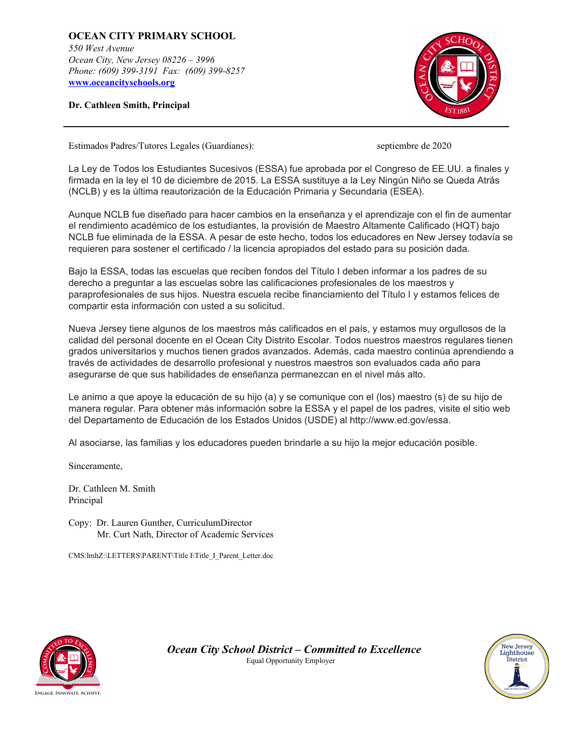**OCEAN CITY PRIMARY SCHOOL**
*550 West Avenue*
*Ocean City, New Jersey 08226 – 3996*
*Phone: (609) 399-3191 Fax: (609) 399-8257*
**www.oceancityschools.org**

**Dr. Cathleen Smith, Principal**

---

Estimados Padres/Tutores Legales (Guardianes): septiembre de 2020

La Ley de Todos los Estudiantes Sucesivos (ESSA) fue aprobada por el Congreso de EE.UU. a finales y firmada en la ley el 10 de diciembre de 2015. La ESSA sustituye a la Ley Ningún Niño se Queda Atrás (NCLB) y es la última reautorización de la Educación Primaria y Secundaria (ESEA).

Aunque NCLB fue diseñado para hacer cambios en la enseñanza y el aprendizaje con el fin de aumentar el rendimiento académico de los estudiantes, la provisión de Maestro Altamente Calificado (HQT) bajo NCLB fue eliminada de la ESSA. A pesar de este hecho, todos los educadores en New Jersey todavía se requieren para sostener el certificado / la licencia apropiados del estado para su posición dada.

Bajo la ESSA, todas las escuelas que reciben fondos del Título I deben informar a los padres de su derecho a preguntar a las escuelas sobre las calificaciones profesionales de los maestros y paraprofesionales de sus hijos. Nuestra escuela recibe financiamiento del Título I y estamos felices de compartir esta información con usted a su solicitud.

Nueva Jersey tiene algunos de los maestros más calificados en el país, y estamos muy orgullosos de la calidad del personal docente en el Ocean City Distrito Escolar. Todos nuestros maestros regulares tienen grados universitarios y muchos tienen grados avanzados. Además, cada maestro continúa aprendiendo a través de actividades de desarrollo profesional y nuestros maestros son evaluados cada año para asegurarse de que sus habilidades de enseñanza permanezcan en el nivel más alto.

Le animo a que apoye la educación de su hijo (a) y se comunique con el (los) maestro (s) de su hijo de manera regular. Para obtener más información sobre la ESSA y el papel de los padres, visite el sitio web del Departamento de Educación de los Estados Unidos (USDE) al http://www.ed.gov/essa.

Al asociarse, las familias y los educadores pueden brindarle a su hijo la mejor educación posible.

Sinceramente,

Dr. Cathleen M. Smith
Principal

Copy: Dr. Lauren Gunther, CurriculumDirector
Mr. Curt Nath, Director of Academic Services

CMS:lmhZ:\LETTERS\PARENT\Title I\Title_I_Parent_Letter.doc

***Ocean City School District – Committed to Excellence***
Equal Opportunity Employer